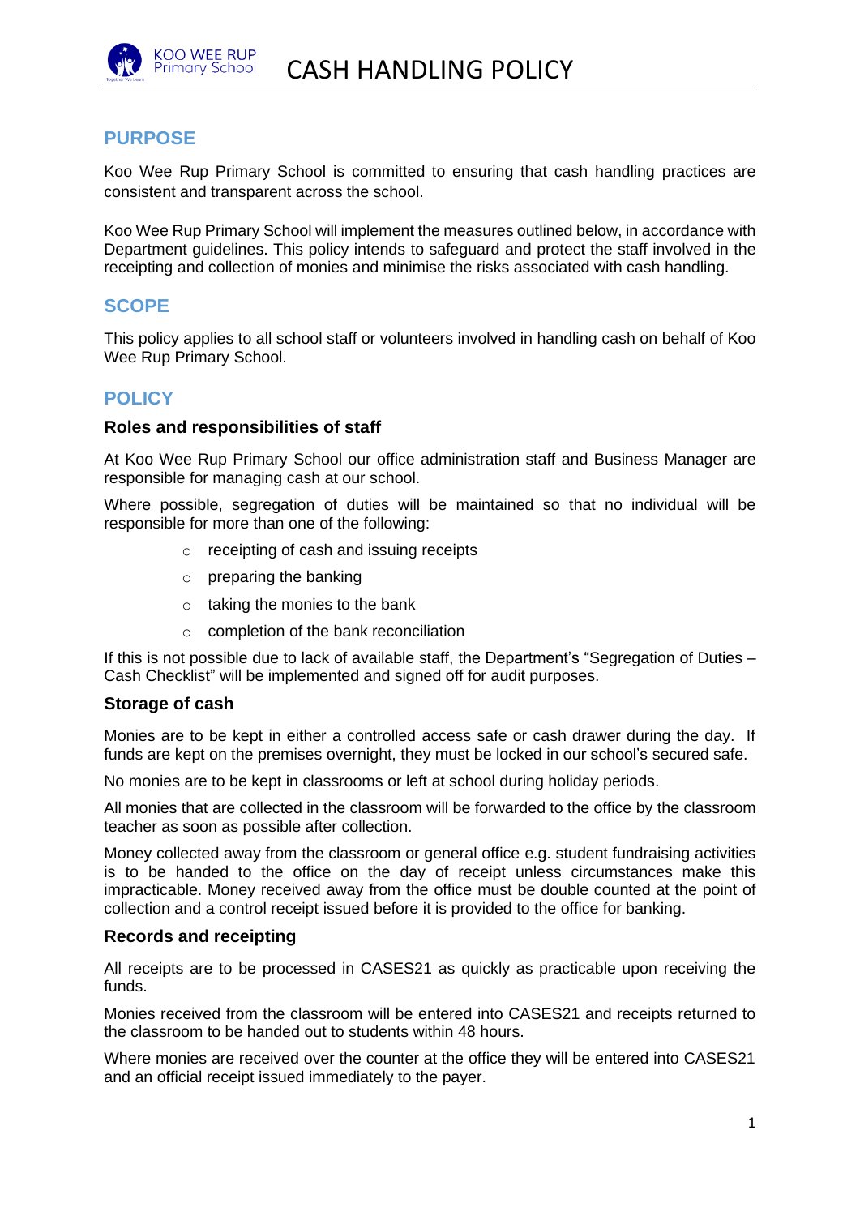# CASH HANDLING POLICY

## PURPOSE

Koo Wee Rup Primary School is committed to ensuring that cash handling practices are consistent and transparent across the school.

Koo Wee Rup Primary School will implement the measures outlined below, in accordance with Department guidelines. This policy intends to safeguard and protect the staff involved in the receipting and collection of monies and minimise the risks associated with cash handling.

## SCOPE

This policy applies to all school staff or volunteers involved in handling cash on behalf of Koo Wee Rup Primary School.

## POLICY

### Roles and responsibilities of staff

At Koo Wee Rup Primary School our office administration staff and Business Manager are responsible for managing cash at our school.

Where possible, segregation of duties will be maintained so that no individual will be responsible for more than one of the following:

- receipting of cash and issuing receipts
- preparing the banking
- taking the monies to the bank
- completion of the bank reconciliation

If this is not possible due to lack of available staff, the Department's "Segregation of Duties – Cash Checklist" will be implemented and signed off for audit purposes.

### Storage of cash

Monies are to be kept in either a controlled access safe or cash drawer during the day. If funds are kept on the premises overnight, they must be locked in our school's secured safe.

No monies are to be kept in classrooms or left at school during holiday periods.

All monies that are collected in the classroom will be forwarded to the office by the classroom teacher as soon as possible after collection.

Money collected away from the classroom or general office e.g. student fundraising activities is to be handed to the office on the day of receipt unless circumstances make this impracticable. Money received away from the office must be double counted at the point of collection and a control receipt issued before it is provided to the office for banking.

### Records and receipting

All receipts are to be processed in CASES21 as quickly as practicable upon receiving the funds.

Monies received from the classroom will be entered into CASES21 and receipts returned to the classroom to be handed out to students within 48 hours.

Where monies are received over the counter at the office they will be entered into CASES21 and an official receipt issued immediately to the payer.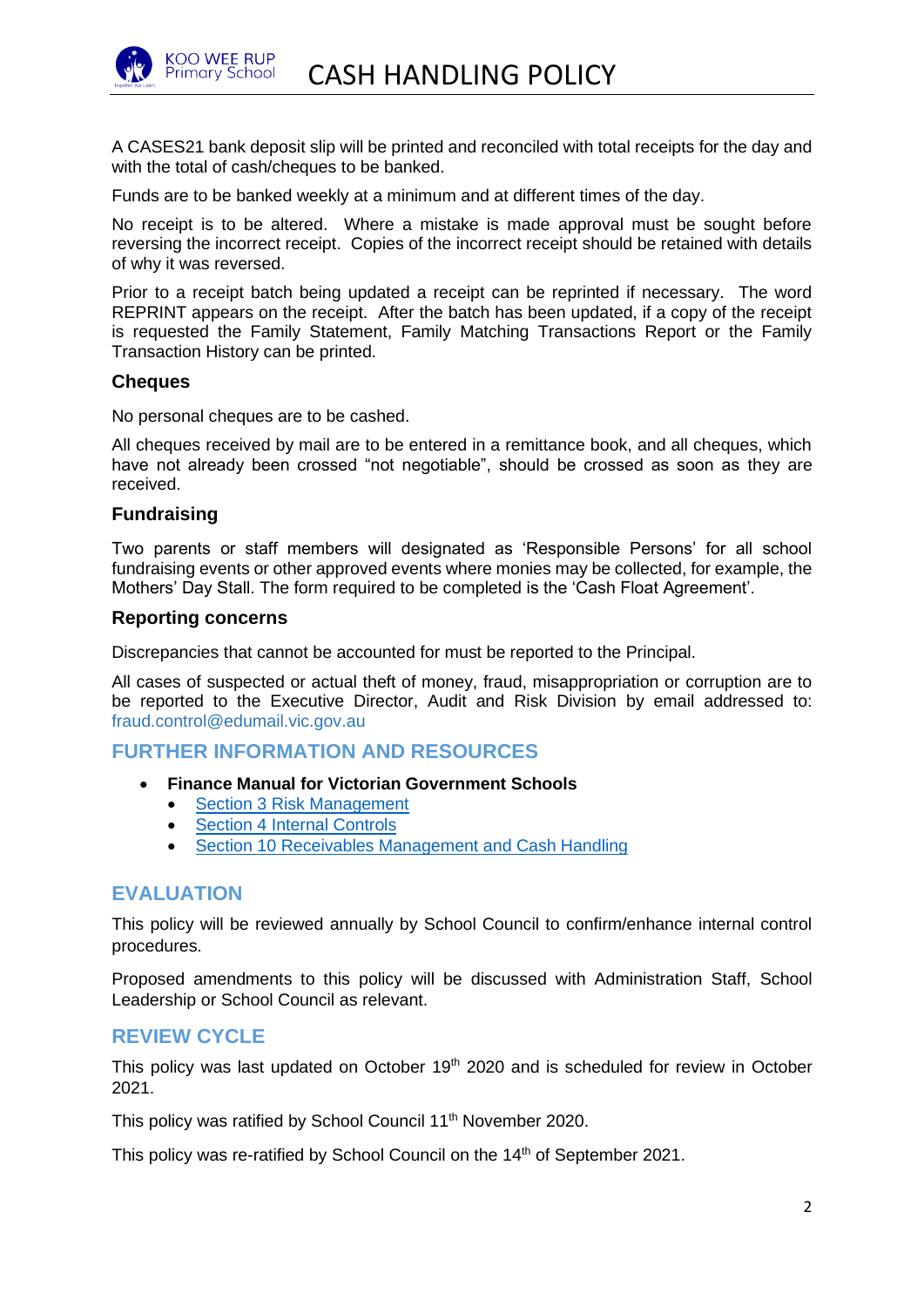A CASES21 bank deposit slip will be printed and reconciled with total receipts for the day and with the total of cash/cheques to be banked.

Funds are to be banked weekly at a minimum and at different times of the day.

No receipt is to be altered. Where a mistake is made approval must be sought before reversing the incorrect receipt. Copies of the incorrect receipt should be retained with details of why it was reversed.

Prior to a receipt batch being updated a receipt can be reprinted if necessary. The word REPRINT appears on the receipt. After the batch has been updated, if a copy of the receipt is requested the Family Statement, Family Matching Transactions Report or the Family Transaction History can be printed.

### Cheques

No personal cheques are to be cashed.

All cheques received by mail are to be entered in a remittance book, and all cheques, which have not already been crossed "not negotiable", should be crossed as soon as they are received.

### Fundraising

Two parents or staff members will designated as 'Responsible Persons' for all school fundraising events or other approved events where monies may be collected, for example, the Mothers' Day Stall. The form required to be completed is the 'Cash Float Agreement'.

### Reporting concerns

Discrepancies that cannot be accounted for must be reported to the Principal.

All cases of suspected or actual theft of money, fraud, misappropriation or corruption are to be reported to the Executive Director, Audit and Risk Division by email addressed to: fraud.control@edumail.vic.gov.au

## FURTHER INFORMATION AND RESOURCES

- **Finance Manual for Victorian Government Schools**
  - Section 3 Risk Management
  - Section 4 Internal Controls
  - Section 10 Receivables Management and Cash Handling

## EVALUATION

This policy will be reviewed annually by School Council to confirm/enhance internal control procedures.

Proposed amendments to this policy will be discussed with Administration Staff, School Leadership or School Council as relevant.

## REVIEW CYCLE

This policy was last updated on October 19th 2020 and is scheduled for review in October 2021.

This policy was ratified by School Council 11th November 2020.

This policy was re-ratified by School Council on the 14th of September 2021.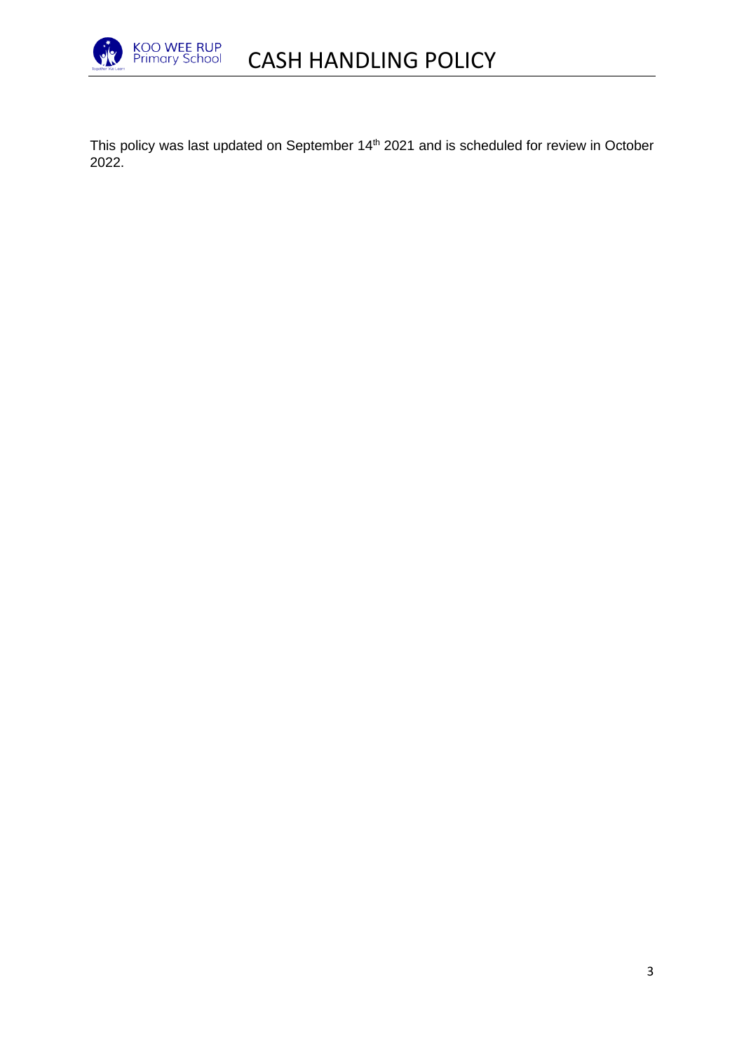This policy was last updated on September 14th 2021 and is scheduled for review in October 2022.